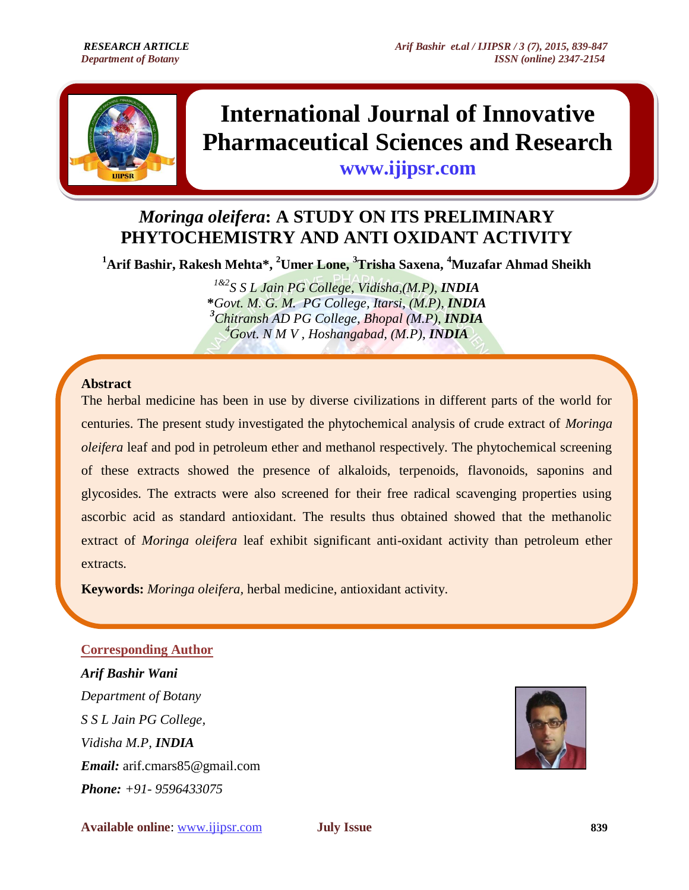RESEARCH ARTICLE
Department of Botany

# International Journal of Innovative Pharmaceutical Sciences and Research

www.ijipsr.com

# *Moringa oleifera*: A STUDY ON ITS PRELIMINARY PHYTOCHEMISTRY AND ANTI OXIDANT ACTIVITY

**[1]Arif Bashir, Rakesh Mehta*, [2]Umer Lone, [3]Trisha Saxena, [4]Muzafar Ahmad Sheikh**

*[1&2]S S L Jain PG College, Vidisha,(M.P), **INDIA***
***Govt. M. G. M. PG College, Itarsi, (M.P), **INDIA***
*[3]Chitransh AD PG College, Bhopal (M.P), **INDIA***
*[4]Govt. N M V , Hoshangabad, (M.P), **INDIA***

## Abstract

The herbal medicine has been in use by diverse civilizations in different parts of the world for centuries. The present study investigated the phytochemical analysis of crude extract of *Moringa oleifera* leaf and pod in petroleum ether and methanol respectively. The phytochemical screening of these extracts showed the presence of alkaloids, terpenoids, flavonoids, saponins and glycosides. The extracts were also screened for their free radical scavenging properties using ascorbic acid as standard antioxidant. The results thus obtained showed that the methanolic extract of *Moringa oleifera* leaf exhibit significant anti-oxidant activity than petroleum ether extracts.

**Keywords:** *Moringa oleifera*, herbal medicine, antioxidant activity.

**Corresponding Author**

***Arif Bashir Wani***
*Department of Botany*
*S S L Jain PG College,*
*Vidisha M.P, **INDIA***
***Email:*** arif.cmars85@gmail.com
***Phone:*** *+91- 9596433075*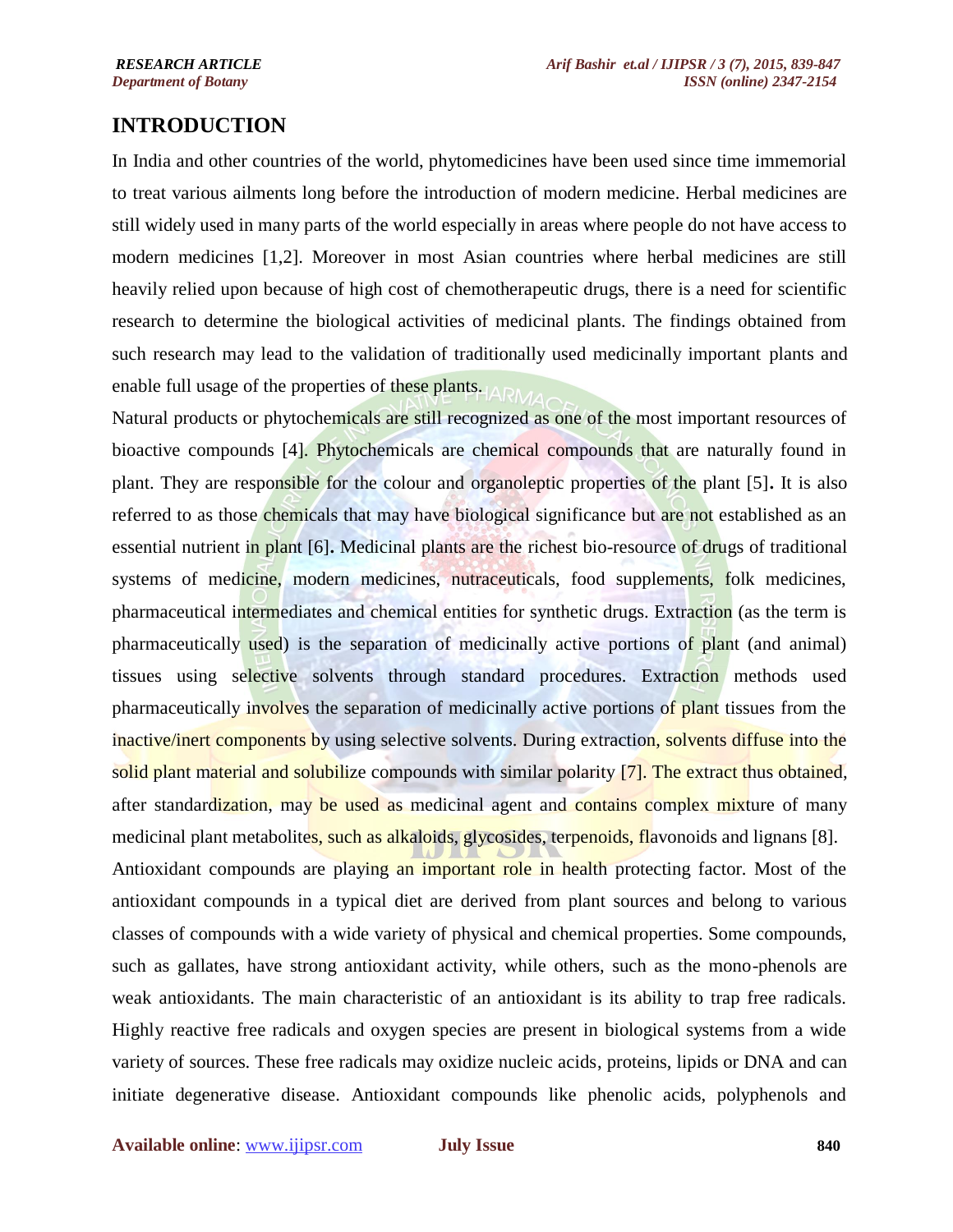## INTRODUCTION

In India and other countries of the world, phytomedicines have been used since time immemorial to treat various ailments long before the introduction of modern medicine. Herbal medicines are still widely used in many parts of the world especially in areas where people do not have access to modern medicines [1,2]. Moreover in most Asian countries where herbal medicines are still heavily relied upon because of high cost of chemotherapeutic drugs, there is a need for scientific research to determine the biological activities of medicinal plants. The findings obtained from such research may lead to the validation of traditionally used medicinally important plants and enable full usage of the properties of these plants.

Natural products or phytochemicals are still recognized as one of the most important resources of bioactive compounds [4]. Phytochemicals are chemical compounds that are naturally found in plant. They are responsible for the colour and organoleptic properties of the plant [5]**.** It is also referred to as those chemicals that may have biological significance but are not established as an essential nutrient in plant [6]**.** Medicinal plants are the richest bio-resource of drugs of traditional systems of medicine, modern medicines, nutraceuticals, food supplements, folk medicines, pharmaceutical intermediates and chemical entities for synthetic drugs. Extraction (as the term is pharmaceutically used) is the separation of medicinally active portions of plant (and animal) tissues using selective solvents through standard procedures. Extraction methods used pharmaceutically involves the separation of medicinally active portions of plant tissues from the inactive/inert components by using selective solvents. During extraction, solvents diffuse into the solid plant material and solubilize compounds with similar polarity [7]. The extract thus obtained, after standardization, may be used as medicinal agent and contains complex mixture of many medicinal plant metabolites, such as alkaloids, glycosides, terpenoids, flavonoids and lignans [8].

Antioxidant compounds are playing an important role in health protecting factor. Most of the antioxidant compounds in a typical diet are derived from plant sources and belong to various classes of compounds with a wide variety of physical and chemical properties. Some compounds, such as gallates, have strong antioxidant activity, while others, such as the mono-phenols are weak antioxidants. The main characteristic of an antioxidant is its ability to trap free radicals. Highly reactive free radicals and oxygen species are present in biological systems from a wide variety of sources. These free radicals may oxidize nucleic acids, proteins, lipids or DNA and can initiate degenerative disease. Antioxidant compounds like phenolic acids, polyphenols and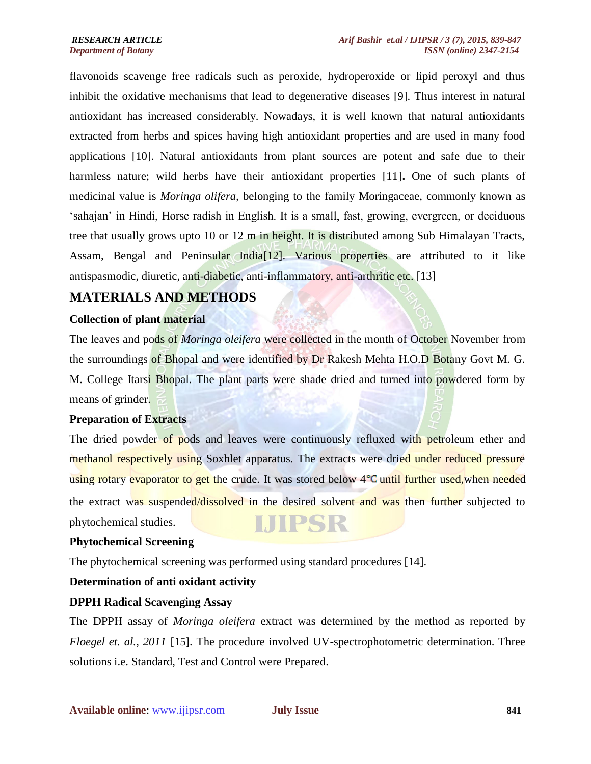flavonoids scavenge free radicals such as peroxide, hydroperoxide or lipid peroxyl and thus inhibit the oxidative mechanisms that lead to degenerative diseases [9]. Thus interest in natural antioxidant has increased considerably. Nowadays, it is well known that natural antioxidants extracted from herbs and spices having high antioxidant properties and are used in many food applications [10]. Natural antioxidants from plant sources are potent and safe due to their harmless nature; wild herbs have their antioxidant properties [11]**.** One of such plants of medicinal value is *Moringa olifera,* belonging to the family Moringaceae, commonly known as 'sahajan' in Hindi, Horse radish in English. It is a small, fast, growing, evergreen, or deciduous tree that usually grows upto 10 or 12 m in height. It is distributed among Sub Himalayan Tracts, Assam, Bengal and Peninsular India[12]. Various properties are attributed to it like antispasmodic, diuretic, anti-diabetic, anti-inflammatory, anti-arthritic etc. [13]

## MATERIALS AND METHODS

**Collection of plant material**

The leaves and pods of *Moringa oleifera* were collected in the month of October November from the surroundings of Bhopal and were identified by Dr Rakesh Mehta H.O.D Botany Govt M. G. M. College Itarsi Bhopal. The plant parts were shade dried and turned into powdered form by means of grinder.

**Preparation of Extracts**

The dried powder of pods and leaves were continuously refluxed with petroleum ether and methanol respectively using Soxhlet apparatus. The extracts were dried under reduced pressure using rotary evaporator to get the crude. It was stored below 4°C until further used,when needed the extract was suspended/dissolved in the desired solvent and was then further subjected to phytochemical studies.

**Phytochemical Screening**

The phytochemical screening was performed using standard procedures [14].

**Determination of anti oxidant activity**

**DPPH Radical Scavenging Assay**

The DPPH assay of *Moringa oleifera* extract was determined by the method as reported by *Floegel et. al., 2011* [15]. The procedure involved UV-spectrophotometric determination. Three solutions i.e. Standard, Test and Control were Prepared.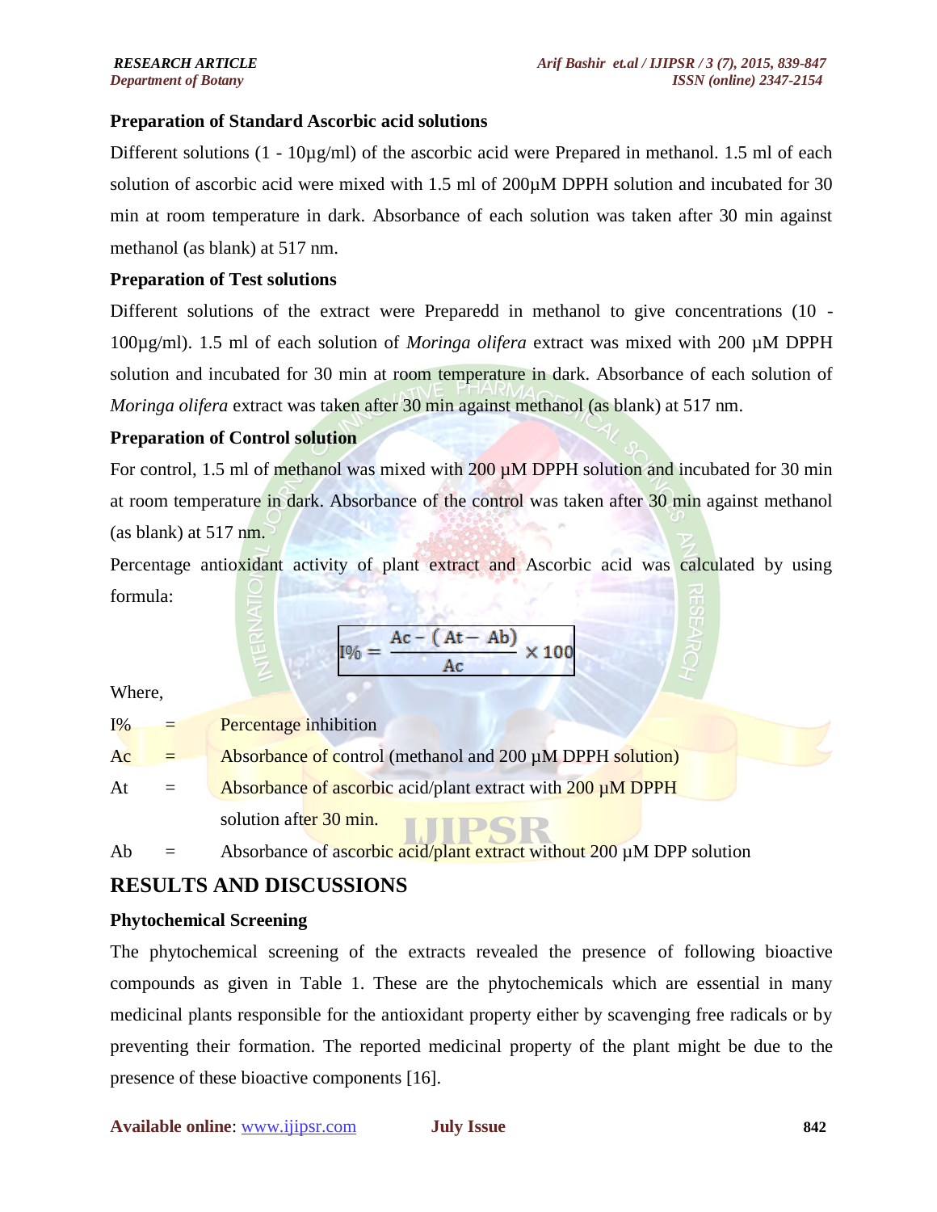### Preparation of Standard Ascorbic acid solutions

Different solutions (1 - 10µg/ml) of the ascorbic acid were Prepared in methanol. 1.5 ml of each solution of ascorbic acid were mixed with 1.5 ml of 200µM DPPH solution and incubated for 30 min at room temperature in dark. Absorbance of each solution was taken after 30 min against methanol (as blank) at 517 nm.

### Preparation of Test solutions

Different solutions of the extract were Preparedd in methanol to give concentrations (10 - 100µg/ml). 1.5 ml of each solution of *Moringa olifera* extract was mixed with 200 µM DPPH solution and incubated for 30 min at room temperature in dark. Absorbance of each solution of *Moringa olifera* extract was taken after 30 min against methanol (as blank) at 517 nm.

### Preparation of Control solution

For control, 1.5 ml of methanol was mixed with 200 µM DPPH solution and incubated for 30 min at room temperature in dark. Absorbance of the control was taken after 30 min against methanol (as blank) at 517 nm.

Percentage antioxidant activity of plant extract and Ascorbic acid was calculated by using formula:

$$I\% = \frac{Ac - (At - Ab)}{Ac} \times 100$$

Where,

I% = Percentage inhibition

Ac = Absorbance of control (methanol and 200 µM DPPH solution)

At = Absorbance of ascorbic acid/plant extract with 200 µM DPPH solution after 30 min.

Ab = Absorbance of ascorbic acid/plant extract without 200 µM DPP solution

## RESULTS AND DISCUSSIONS

### Phytochemical Screening

The phytochemical screening of the extracts revealed the presence of following bioactive compounds as given in Table 1. These are the phytochemicals which are essential in many medicinal plants responsible for the antioxidant property either by scavenging free radicals or by preventing their formation. The reported medicinal property of the plant might be due to the presence of these bioactive components [16].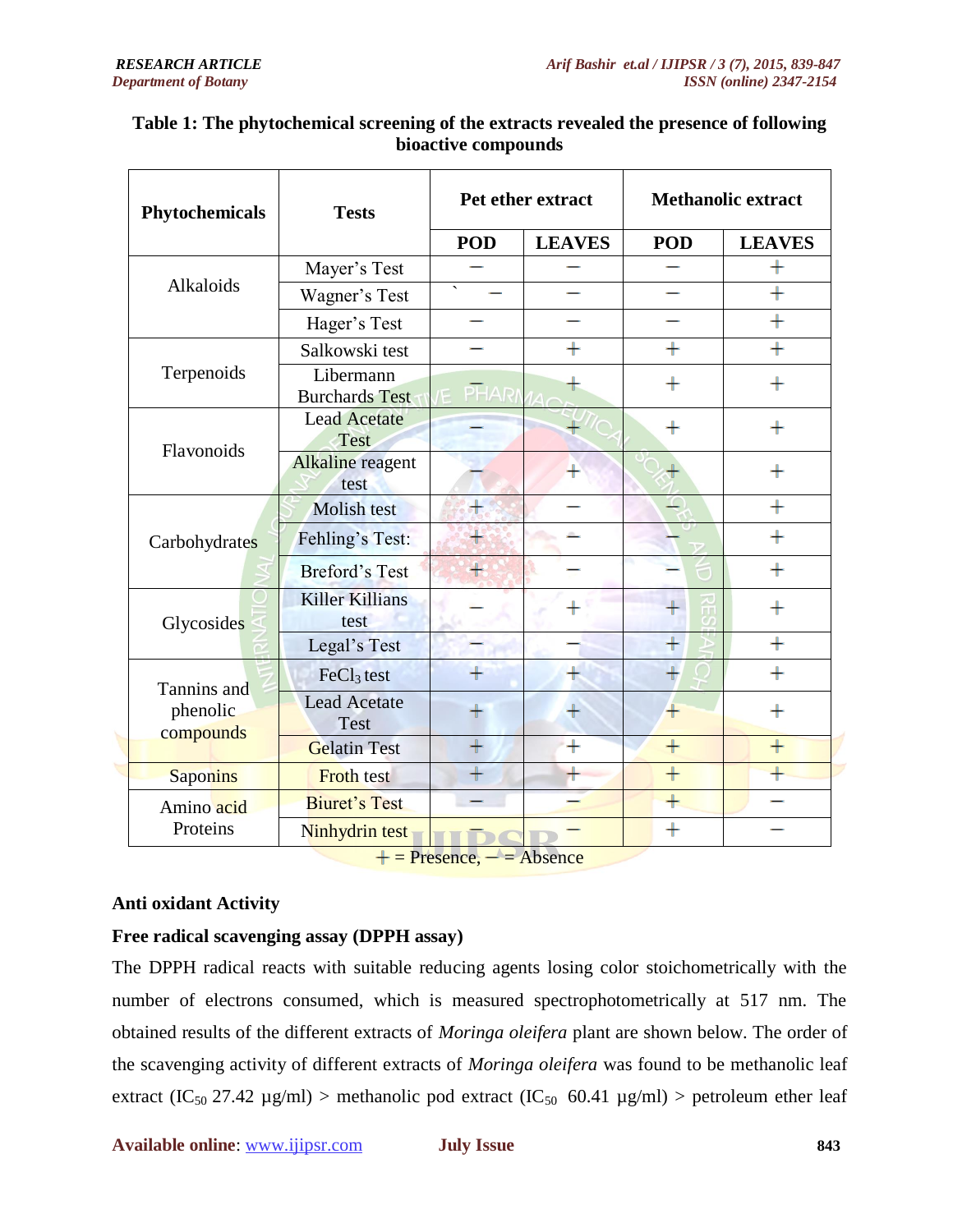**Table 1: The phytochemical screening of the extracts revealed the presence of following bioactive compounds**

| Phytochemicals | Tests | Pet ether extract | | Methanolic extract | |
|---|---|---|---|---|---|
| | | POD | LEAVES | POD | LEAVES |
| Alkaloids | Mayer's Test | − | − | − | + |
| | Wagner's Test | ` − | − | − | + |
| | Hager's Test | − | − | − | + |
| Terpenoids | Salkowski test | − | + | + | + |
| | Libermann Burchards Test | − | + | + | + |
| Flavonoids | Lead Acetate Test | − | + | + | + |
| | Alkaline reagent test | − | + | + | + |
| Carbohydrates | Molish test | + | − | − | + |
| | Fehling's Test: | + | − | − | + |
| | Breford's Test | + | − | − | + |
| Glycosides | Killer Killians test | − | + | + | + |
| | Legal's Test | − | − | + | + |
| Tannins and phenolic compounds | $FeCl_3$ test | + | + | + | + |
| | Lead Acetate Test | + | + | + | + |
| | Gelatin Test | + | + | + | + |
| Saponins | Froth test | + | + | + | + |
| Amino acid Proteins | Biuret's Test | − | − | + | − |
| | Ninhydrin test | − | − | + | − |

\+ = Presence, − = Absence

## Anti oxidant Activity

### Free radical scavenging assay (DPPH assay)

The DPPH radical reacts with suitable reducing agents losing color stoichometrically with the number of electrons consumed, which is measured spectrophotometrically at 517 nm. The obtained results of the different extracts of *Moringa oleifera* plant are shown below. The order of the scavenging activity of different extracts of *Moringa oleifera* was found to be methanolic leaf extract ($IC_{50}$ 27.42 µg/ml) > methanolic pod extract ($IC_{50}$ 60.41 µg/ml) > petroleum ether leaf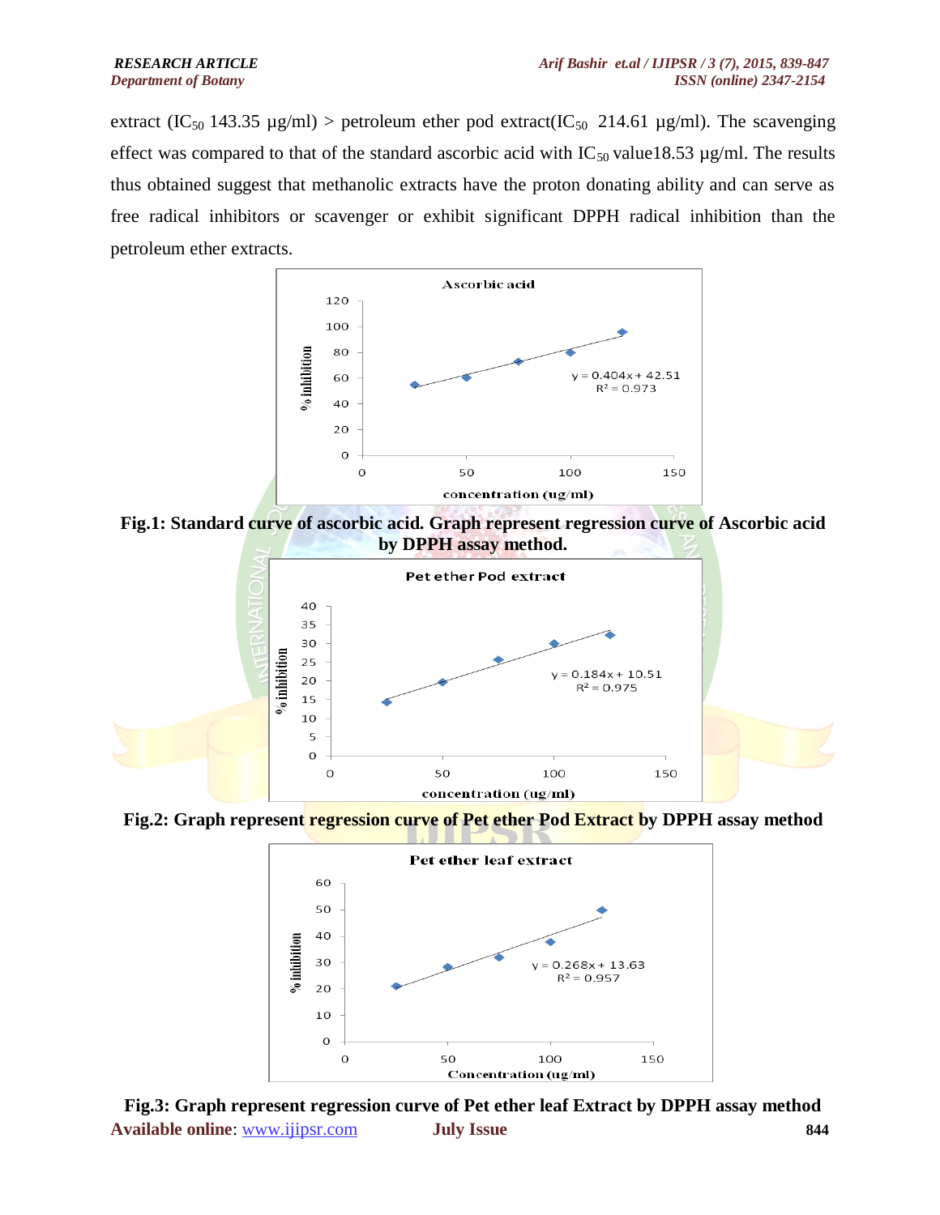extract ($IC_{50}$ 143.35 µg/ml) > petroleum ether pod extract($IC_{50}$ 214.61 µg/ml). The scavenging effect was compared to that of the standard ascorbic acid with $IC_{50}$ value18.53 µg/ml. The results thus obtained suggest that methanolic extracts have the proton donating ability and can serve as free radical inhibitors or scavenger or exhibit significant DPPH radical inhibition than the petroleum ether extracts.

**Fig.1: Standard curve of ascorbic acid. Graph represent regression curve of Ascorbic acid by DPPH assay method.**

**Fig.2: Graph represent regression curve of Pet ether Pod Extract by DPPH assay method**

**Fig.3: Graph represent regression curve of Pet ether leaf Extract by DPPH assay method**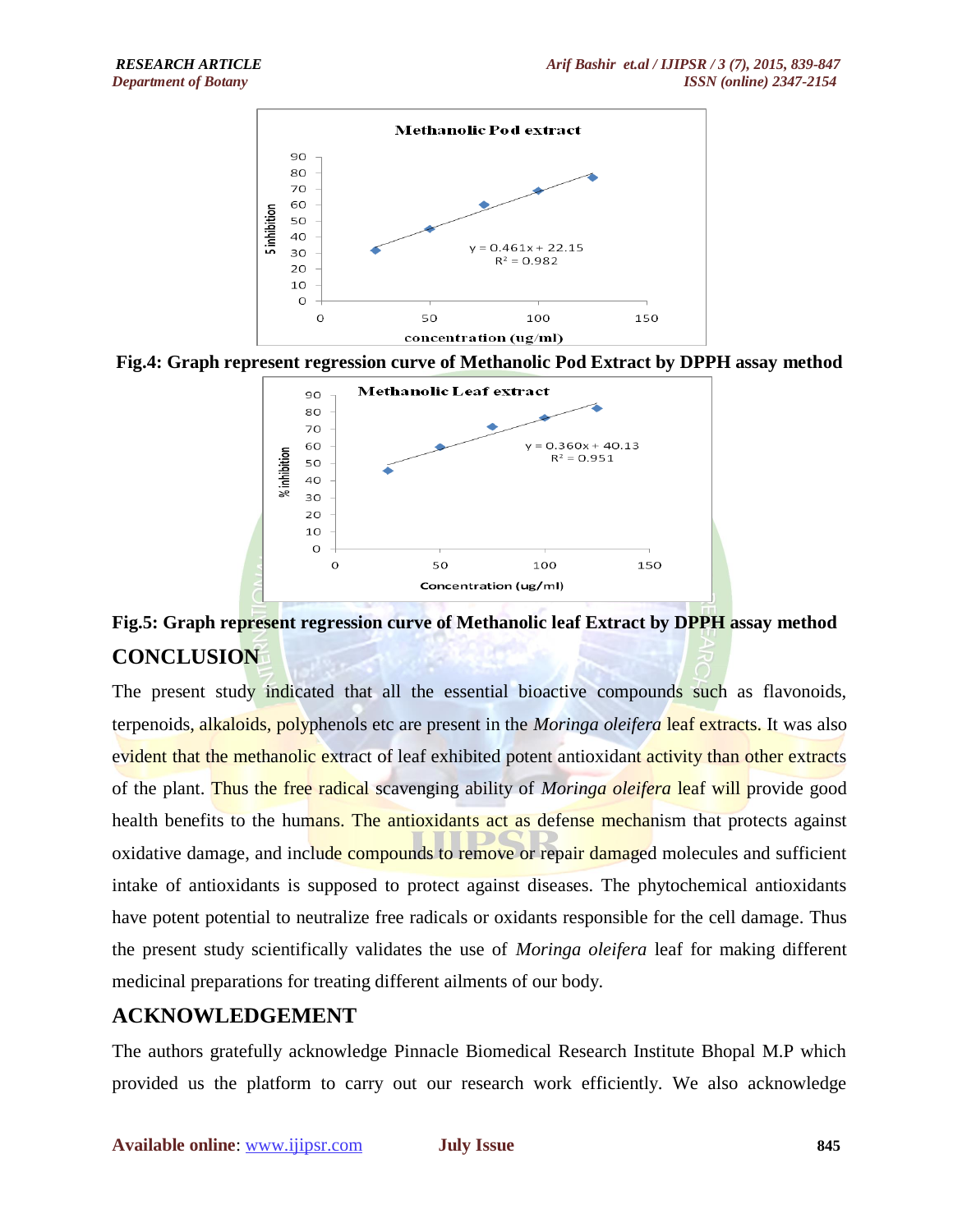Fig.4: Graph represent regression curve of Methanolic Pod Extract by DPPH assay method

Fig.5: Graph represent regression curve of Methanolic leaf Extract by DPPH assay method

## CONCLUSION

The present study indicated that all the essential bioactive compounds such as flavonoids, terpenoids, alkaloids, polyphenols etc are present in the *Moringa oleifera* leaf extracts. It was also evident that the methanolic extract of leaf exhibited potent antioxidant activity than other extracts of the plant. Thus the free radical scavenging ability of *Moringa oleifera* leaf will provide good health benefits to the humans. The antioxidants act as defense mechanism that protects against oxidative damage, and include compounds to remove or repair damaged molecules and sufficient intake of antioxidants is supposed to protect against diseases. The phytochemical antioxidants have potent potential to neutralize free radicals or oxidants responsible for the cell damage. Thus the present study scientifically validates the use of *Moringa oleifera* leaf for making different medicinal preparations for treating different ailments of our body.

## ACKNOWLEDGEMENT

The authors gratefully acknowledge Pinnacle Biomedical Research Institute Bhopal M.P which provided us the platform to carry out our research work efficiently. We also acknowledge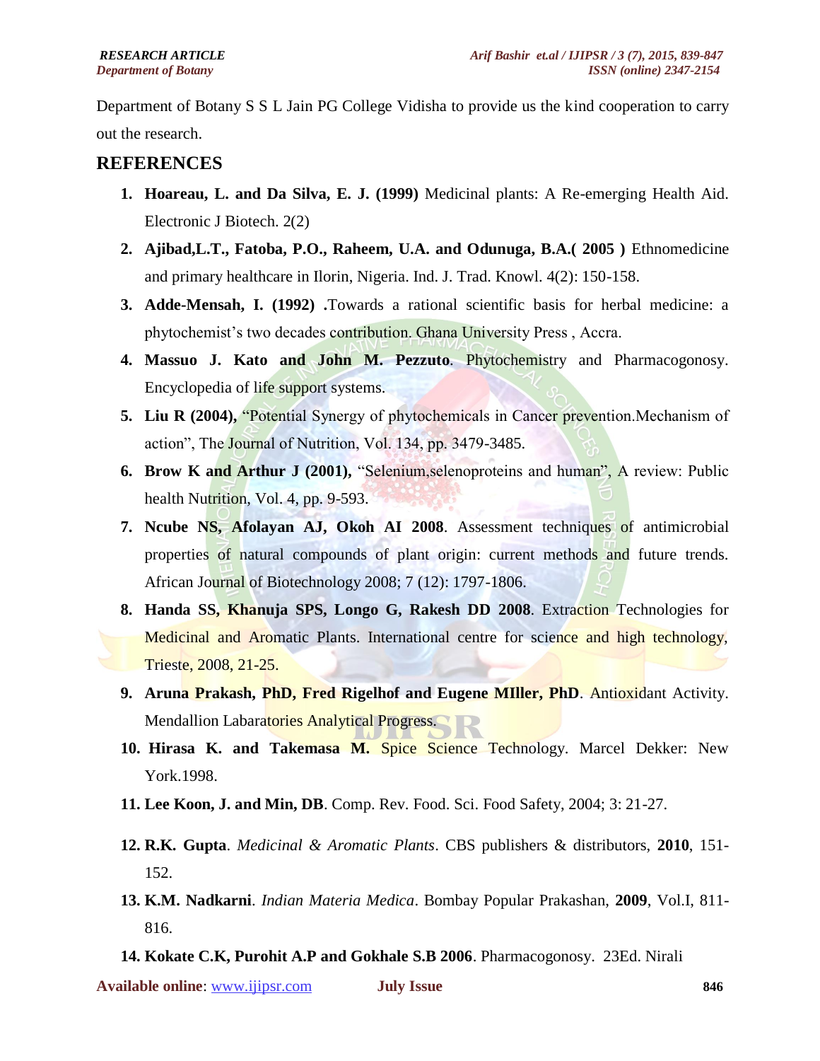Department of Botany S S L Jain PG College Vidisha to provide us the kind cooperation to carry out the research.

## REFERENCES

1. **Hoareau, L. and Da Silva, E. J. (1999)** Medicinal plants: A Re-emerging Health Aid. Electronic J Biotech. 2(2)
2. **Ajibad,L.T., Fatoba, P.O., Raheem, U.A. and Odunuga, B.A.( 2005 )** Ethnomedicine and primary healthcare in Ilorin, Nigeria. Ind. J. Trad. Knowl. 4(2): 150-158.
3. **Adde-Mensah, I. (1992) .**Towards a rational scientific basis for herbal medicine: a phytochemist's two decades contribution. Ghana University Press , Accra.
4. **Massuo J. Kato and John M. Pezzuto**. Phytochemistry and Pharmacogonosy. Encyclopedia of life support systems.
5. **Liu R (2004),** "Potential Synergy of phytochemicals in Cancer prevention.Mechanism of action", The Journal of Nutrition, Vol. 134, pp. 3479-3485.
6. **Brow K and Arthur J (2001),** "Selenium,selenoproteins and human", A review: Public health Nutrition, Vol. 4, pp. 9-593.
7. **Ncube NS, Afolayan AJ, Okoh AI 2008**. Assessment techniques of antimicrobial properties of natural compounds of plant origin: current methods and future trends. African Journal of Biotechnology 2008; 7 (12): 1797-1806.
8. **Handa SS, Khanuja SPS, Longo G, Rakesh DD 2008**. Extraction Technologies for Medicinal and Aromatic Plants. International centre for science and high technology, Trieste, 2008, 21-25.
9. **Aruna Prakash, PhD, Fred Rigelhof and Eugene MIller, PhD**. Antioxidant Activity. Mendallion Labaratories Analytical Progress.
10. **Hirasa K. and Takemasa M.** Spice Science Technology. Marcel Dekker: New York.1998.
11. **Lee Koon, J. and Min, DB**. Comp. Rev. Food. Sci. Food Safety, 2004; 3: 21-27.
12. **R.K. Gupta**. *Medicinal & Aromatic Plants*. CBS publishers & distributors, **2010**, 151-152.
13. **K.M. Nadkarni**. *Indian Materia Medica*. Bombay Popular Prakashan, **2009**, Vol.I, 811-816.
14. **Kokate C.K, Purohit A.P and Gokhale S.B 2006**. Pharmacogonosy. 23Ed. Nirali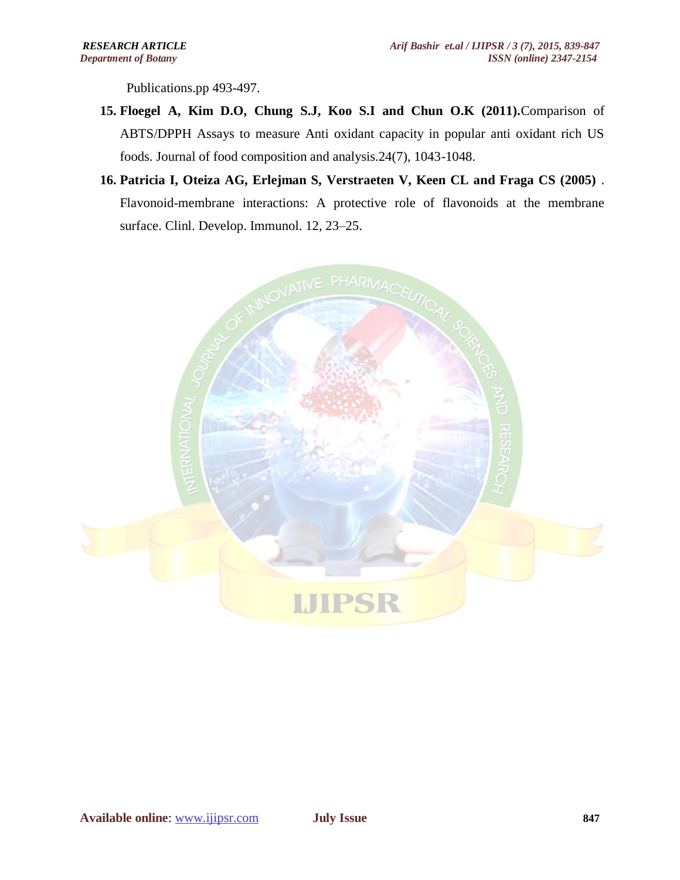Publications.pp 493-497.

15. **Floegel A, Kim D.O, Chung S.J, Koo S.I and Chun O.K (2011).**Comparison of ABTS/DPPH Assays to measure Anti oxidant capacity in popular anti oxidant rich US foods. Journal of food composition and analysis.24(7), 1043-1048.
16. **Patricia I, Oteiza AG, Erlejman S, Verstraeten V, Keen CL and Fraga CS (2005)** . Flavonoid-membrane interactions: A protective role of flavonoids at the membrane surface. Clinl. Develop. Immunol. 12, 23–25.